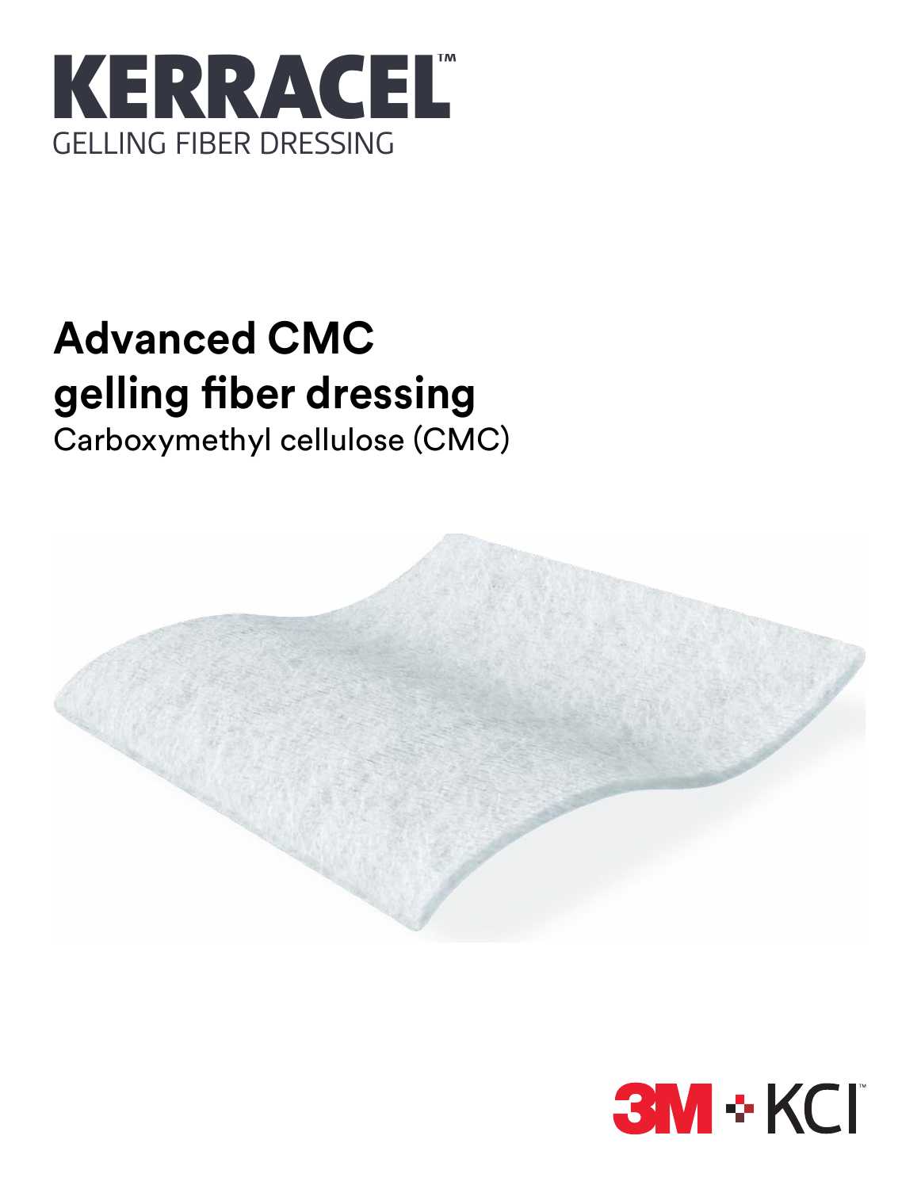# KERRACEL™

GELLING FIBER DRESSING

## Advanced CMC gelling fiber dressing

Carboxymethyl cellulose (CMC)

3M + KCI™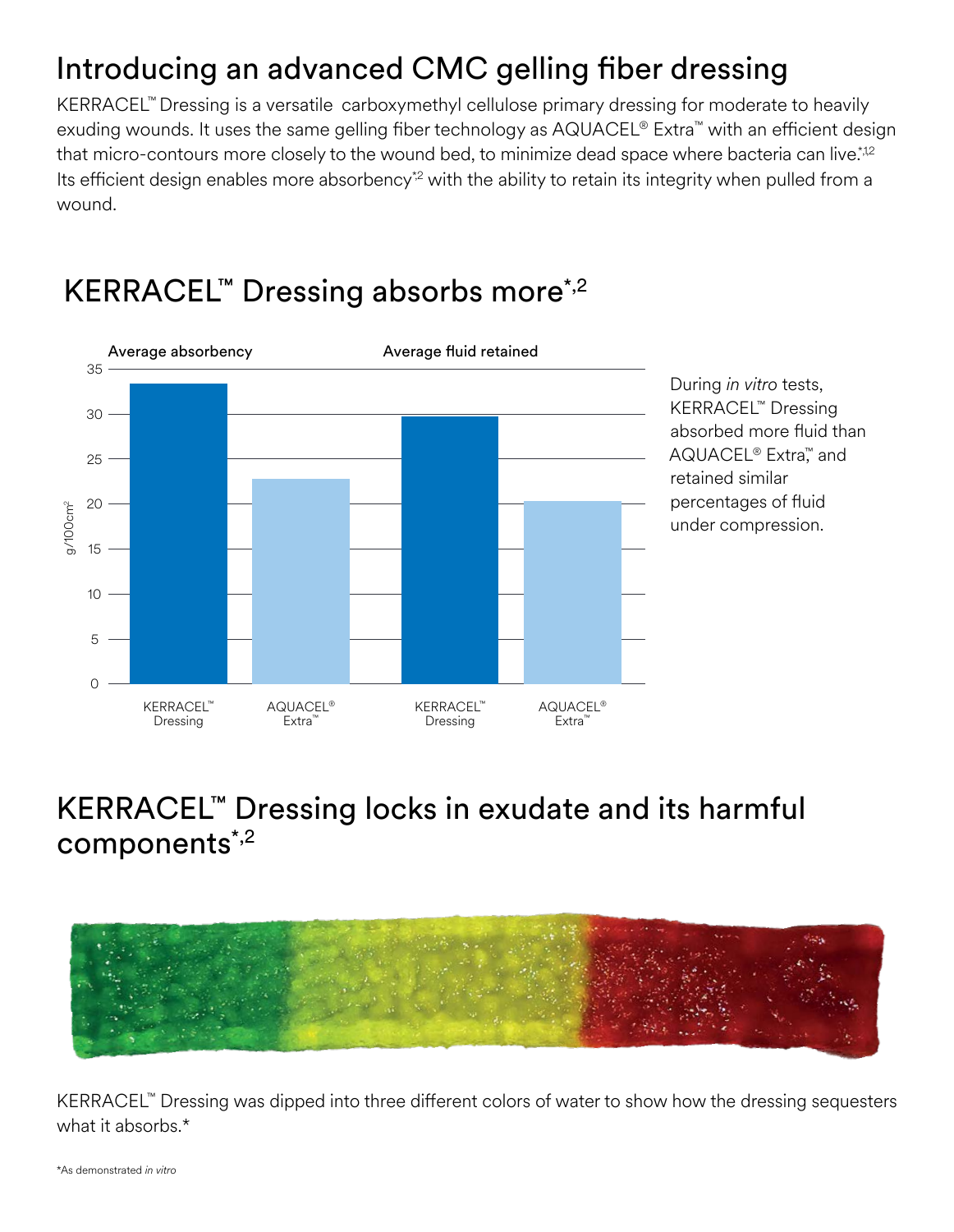# Introducing an advanced CMC gelling fiber dressing

KERRACEL™ Dressing is a versatile carboxymethyl cellulose primary dressing for moderate to heavily exuding wounds. It uses the same gelling fiber technology as AQUACEL® Extra™ with an efficient design that micro-contours more closely to the wound bed, to minimize dead space where bacteria can live.[*,1,2] Its efficient design enables more absorbency[*,2] with the ability to retain its integrity when pulled from a wound.

## KERRACEL™ Dressing absorbs more[*,2]

Average absorbency | Average fluid retained

g/100cm²

35
30
25
20
15
10
5
0

KERRACEL™ Dressing | AQUACEL® Extra™ | KERRACEL™ Dressing | AQUACEL® Extra™

During *in vitro* tests, KERRACEL™ Dressing absorbed more fluid than AQUACEL® Extra™ and retained similar percentages of fluid under compression.

## KERRACEL™ Dressing locks in exudate and its harmful components[*,2]

KERRACEL™ Dressing was dipped into three different colors of water to show how the dressing sequesters what it absorbs.*

*As demonstrated *in vitro*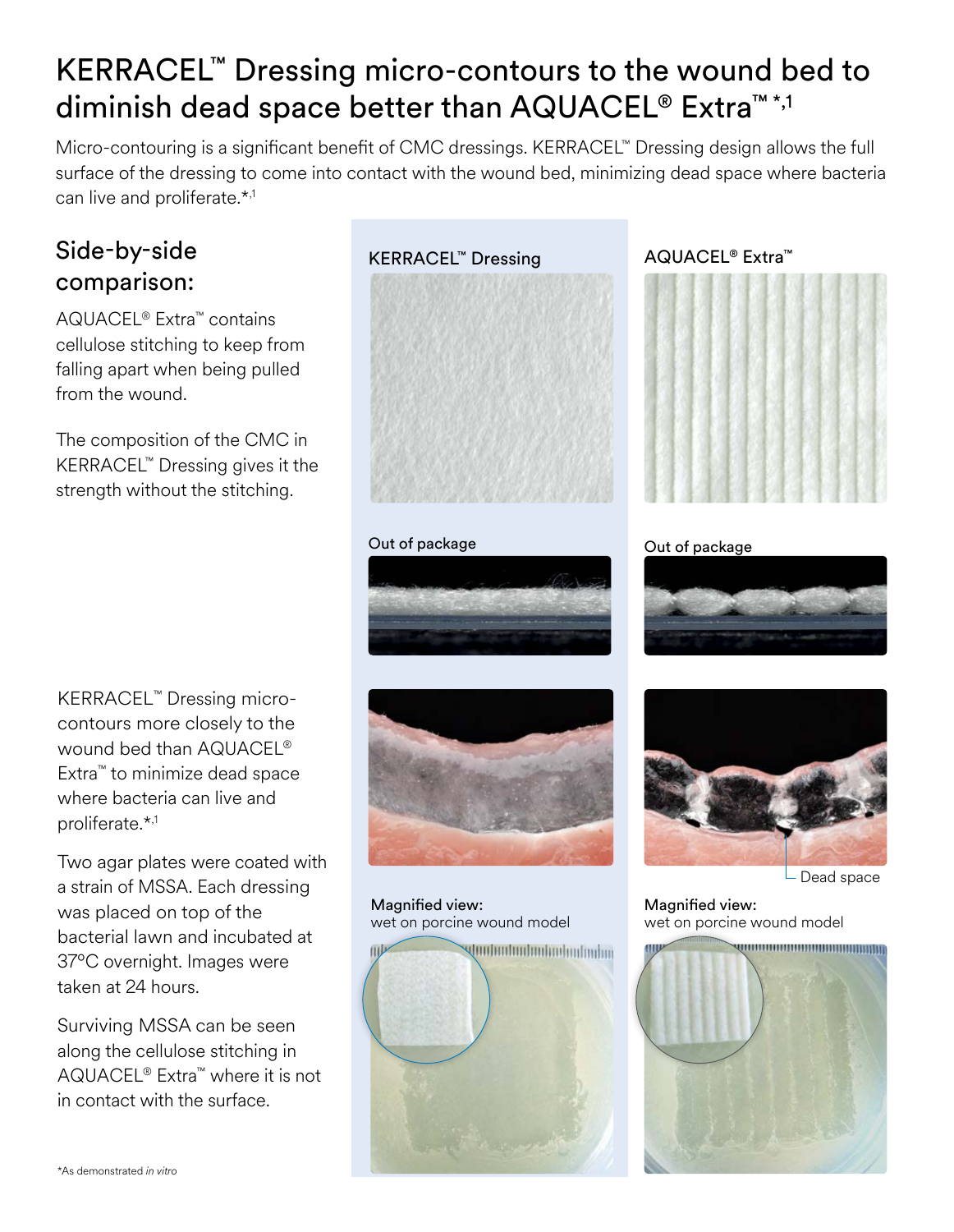# KERRACEL™ Dressing micro-contours to the wound bed to diminish dead space better than AQUACEL® Extra™ *,1

Micro-contouring is a significant benefit of CMC dressings. KERRACEL™ Dressing design allows the full surface of the dressing to come into contact with the wound bed, minimizing dead space where bacteria can live and proliferate.*,1

## Side-by-side comparison:

AQUACEL® Extra™ contains cellulose stitching to keep from falling apart when being pulled from the wound.

The composition of the CMC in KERRACEL™ Dressing gives it the strength without the stitching.

KERRACEL™ Dressing

AQUACEL® Extra™

Out of package

Out of package

Dead space

Magnified view: wet on porcine wound model

Magnified view: wet on porcine wound model

KERRACEL™ Dressing micro-contours more closely to the wound bed than AQUACEL® Extra™ to minimize dead space where bacteria can live and proliferate.*,1

Two agar plates were coated with a strain of MSSA. Each dressing was placed on top of the bacterial lawn and incubated at 37°C overnight. Images were taken at 24 hours.

Surviving MSSA can be seen along the cellulose stitching in AQUACEL® Extra™ where it is not in contact with the surface.

*As demonstrated *in vitro*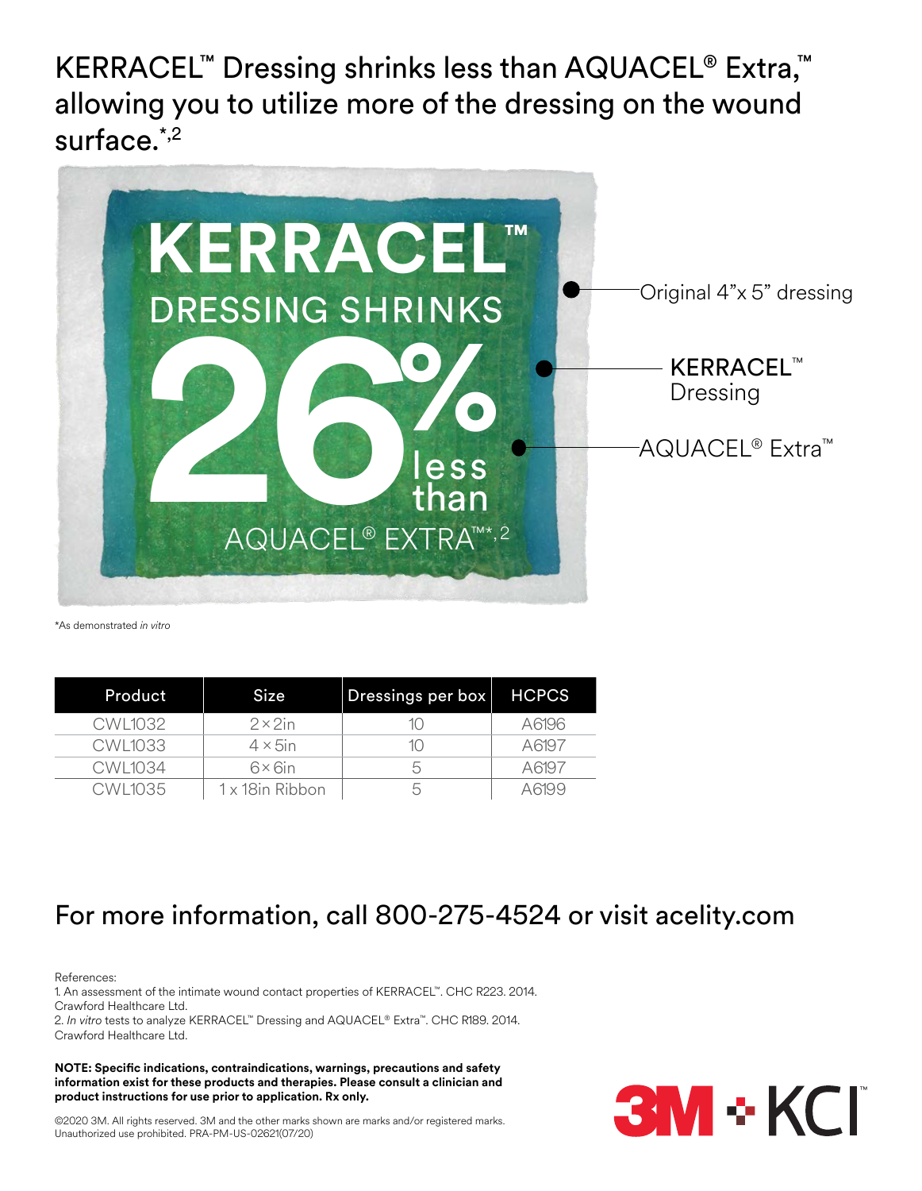# KERRACEL™ Dressing shrinks less than AQUACEL® Extra,™ allowing you to utilize more of the dressing on the wound surface.*[,2]

KERRACEL™

DRESSING SHRINKS

26%

less than

AQUACEL® EXTRA™*[,2]

Original 4"x 5" dressing

KERRACEL™ Dressing

AQUACEL® Extra™

*As demonstrated *in vitro*

| Product | Size | Dressings per box | HCPCS |
|---|---|---|---|
| CWL1032 | 2 × 2in | 10 | A6196 |
| CWL1033 | 4 × 5in | 10 | A6197 |
| CWL1034 | 6 × 6in | 5 | A6197 |
| CWL1035 | 1 x 18in Ribbon | 5 | A6199 |

## For more information, call 800-275-4524 or visit acelity.com

References:

1. An assessment of the intimate wound contact properties of KERRACEL™. CHC R223. 2014. Crawford Healthcare Ltd.
2. *In vitro* tests to analyze KERRACEL™ Dressing and AQUACEL® Extra™. CHC R189. 2014. Crawford Healthcare Ltd.

**NOTE: Specific indications, contraindications, warnings, precautions and safety information exist for these products and therapies. Please consult a clinician and product instructions for use prior to application. Rx only.**

©2020 3M. All rights reserved. 3M and the other marks shown are marks and/or registered marks. Unauthorized use prohibited. PRA-PM-US-02621(07/20)

3M + KCI™